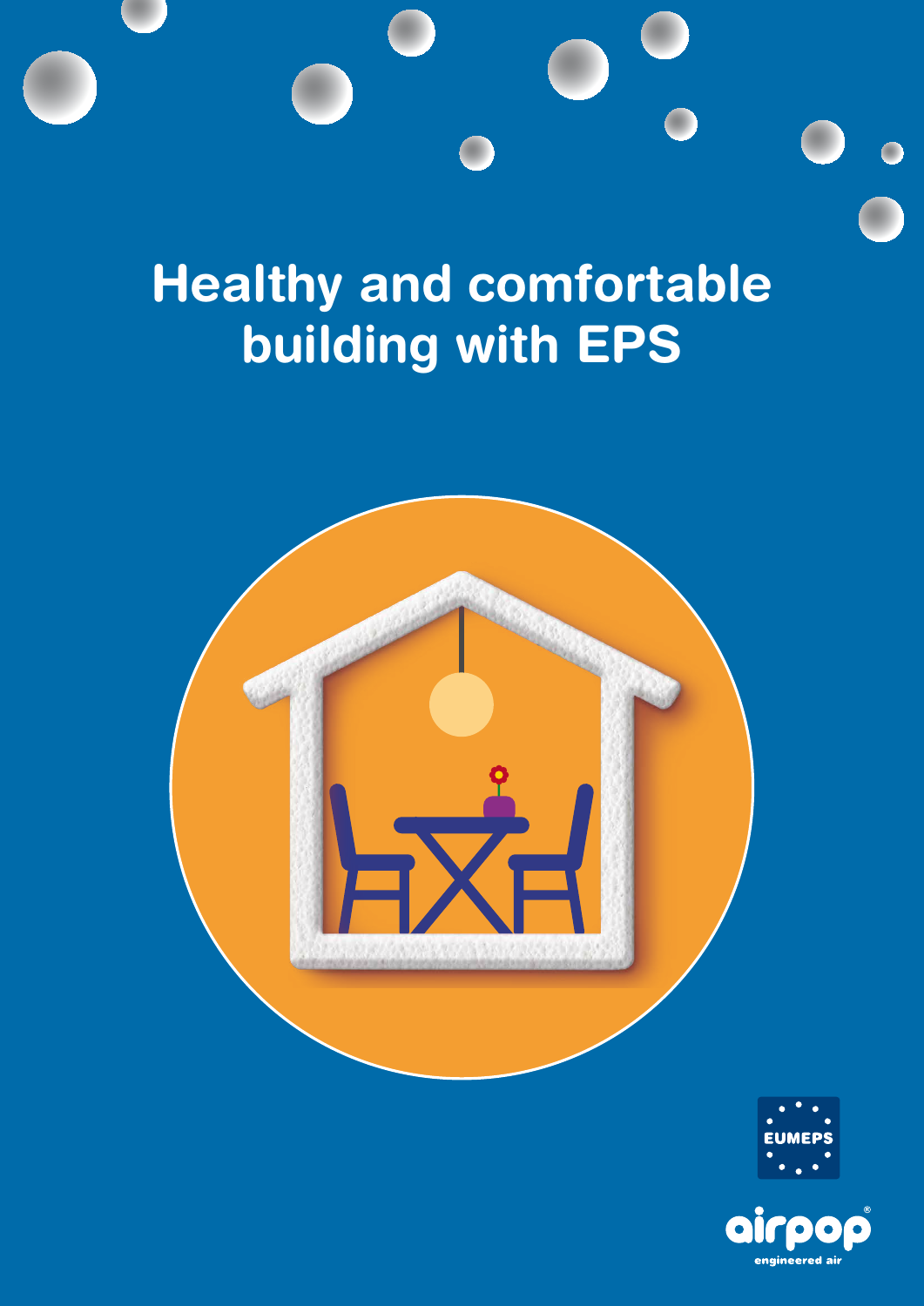# Healthy and comfortable building with EPS

EUMEPS

airpop

engineered air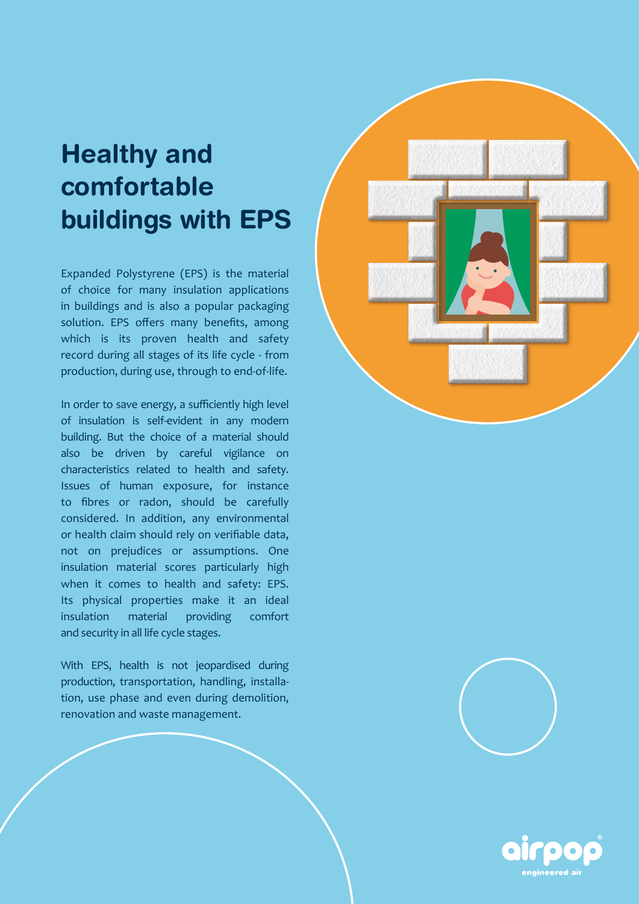# Healthy and comfortable buildings with EPS

Expanded Polystyrene (EPS) is the material of choice for many insulation applications in buildings and is also a popular packaging solution. EPS offers many benefits, among which is its proven health and safety record during all stages of its life cycle - from production, during use, through to end-of-life.

In order to save energy, a sufficiently high level of insulation is self-evident in any modern building. But the choice of a material should also be driven by careful vigilance on characteristics related to health and safety. Issues of human exposure, for instance to fibres or radon, should be carefully considered. In addition, any environmental or health claim should rely on verifiable data, not on prejudices or assumptions. One insulation material scores particularly high when it comes to health and safety: EPS. Its physical properties make it an ideal insulation material providing comfort and security in all life cycle stages.

With EPS, health is not jeopardised during production, transportation, handling, installation, use phase and even during demolition, renovation and waste management.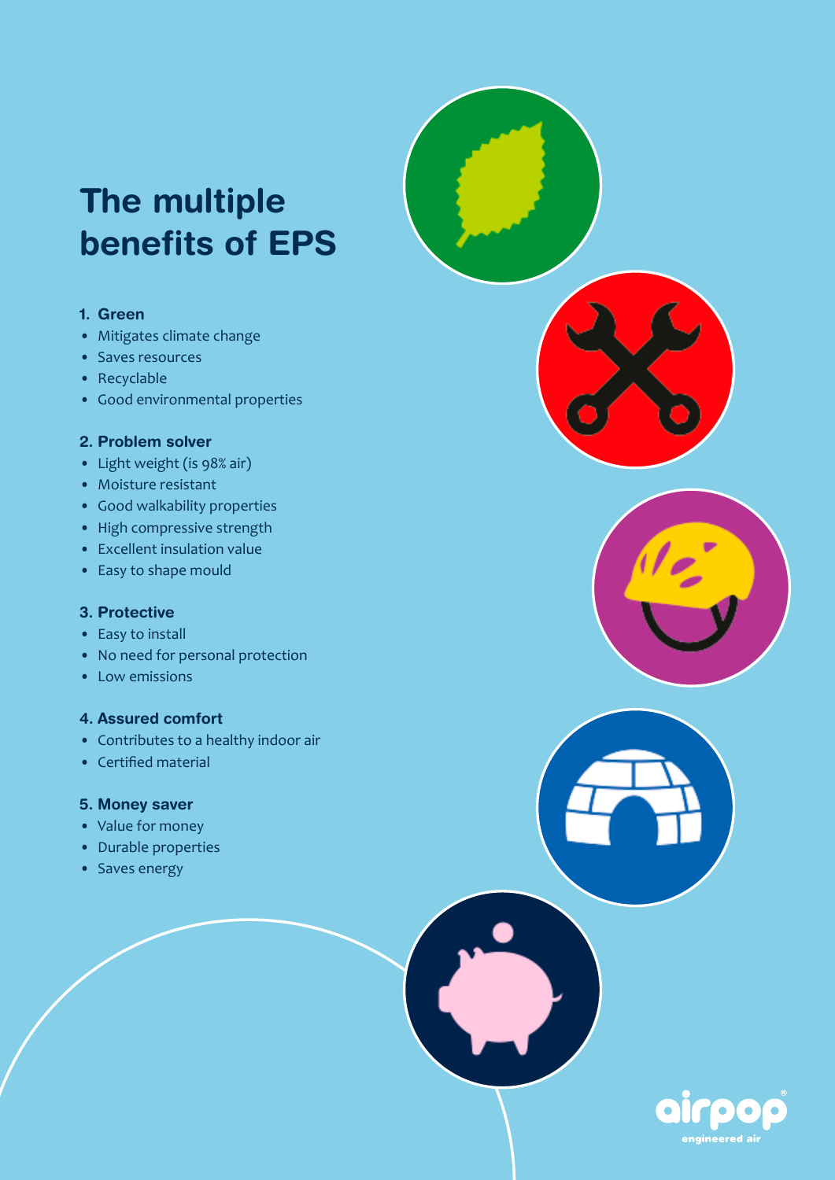# The multiple benefits of EPS

### 1. Green

- Mitigates climate change
- Saves resources
- Recyclable
- Good environmental properties

### 2. Problem solver

- Light weight (is 98% air)
- Moisture resistant
- Good walkability properties
- High compressive strength
- Excellent insulation value
- Easy to shape mould

### 3. Protective

- Easy to install
- No need for personal protection
- Low emissions

### 4. Assured comfort

- Contributes to a healthy indoor air
- Certified material

### 5. Money saver

- Value for money
- Durable properties
- Saves energy

airpop® engineered air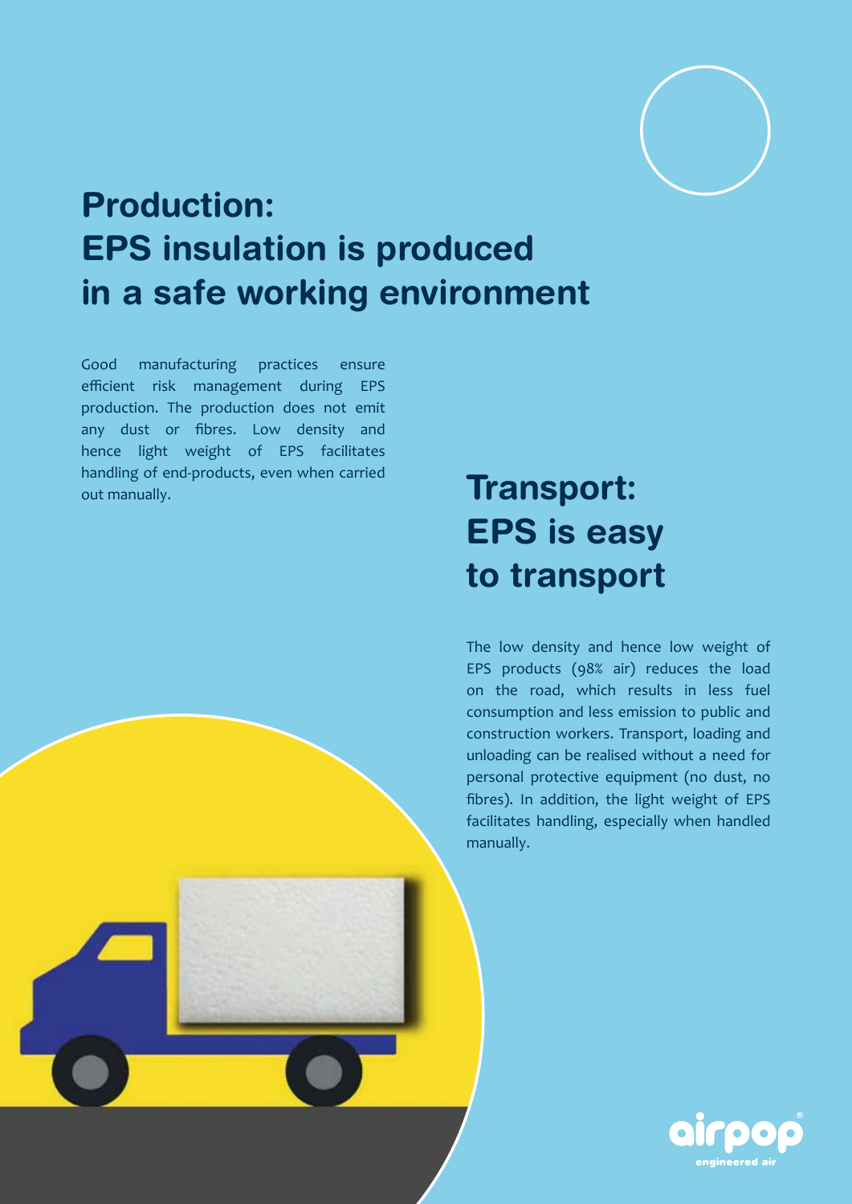## Production: EPS insulation is produced in a safe working environment

Good manufacturing practices ensure efficient risk management during EPS production. The production does not emit any dust or fibres. Low density and hence light weight of EPS facilitates handling of end-products, even when carried out manually.

## Transport: EPS is easy to transport

The low density and hence low weight of EPS products (98% air) reduces the load on the road, which results in less fuel consumption and less emission to public and construction workers. Transport, loading and unloading can be realised without a need for personal protective equipment (no dust, no fibres). In addition, the light weight of EPS facilitates handling, especially when handled manually.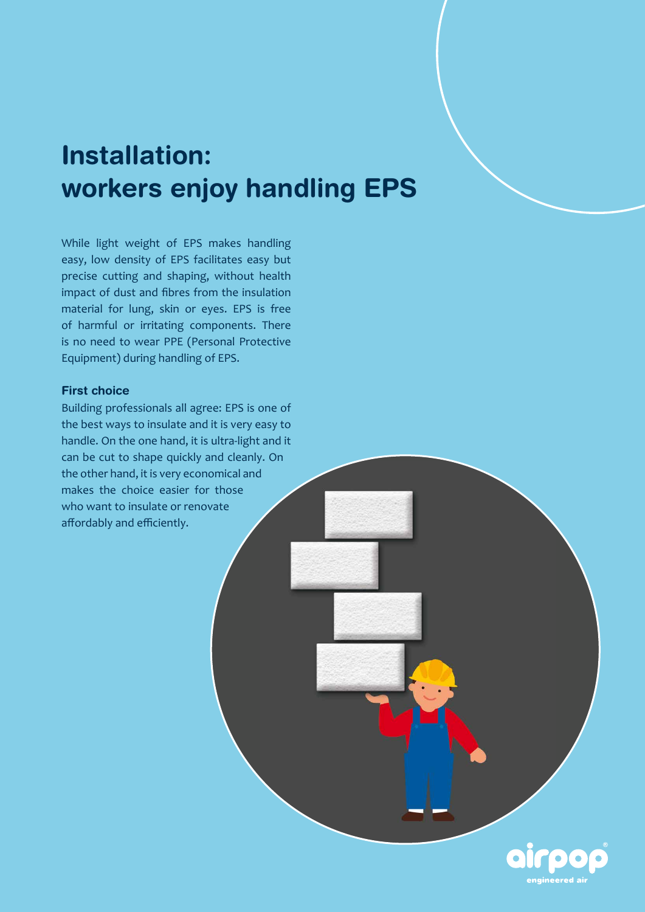# Installation: workers enjoy handling EPS

While light weight of EPS makes handling easy, low density of EPS facilitates easy but precise cutting and shaping, without health impact of dust and fibres from the insulation material for lung, skin or eyes. EPS is free of harmful or irritating components. There is no need to wear PPE (Personal Protective Equipment) during handling of EPS.

### First choice

Building professionals all agree: EPS is one of the best ways to insulate and it is very easy to handle. On the one hand, it is ultra-light and it can be cut to shape quickly and cleanly. On the other hand, it is very economical and makes the choice easier for those who want to insulate or renovate affordably and efficiently.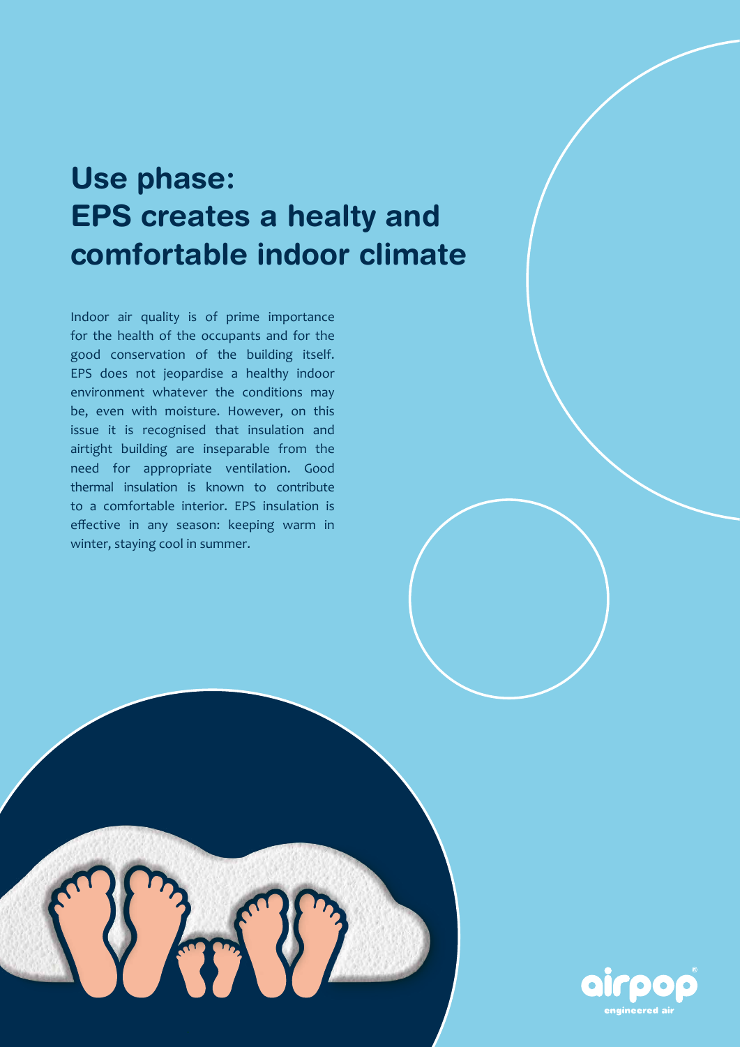# Use phase: EPS creates a healty and comfortable indoor climate

Indoor air quality is of prime importance for the health of the occupants and for the good conservation of the building itself. EPS does not jeopardise a healthy indoor environment whatever the conditions may be, even with moisture. However, on this issue it is recognised that insulation and airtight building are inseparable from the need for appropriate ventilation. Good thermal insulation is known to contribute to a comfortable interior. EPS insulation is effective in any season: keeping warm in winter, staying cool in summer.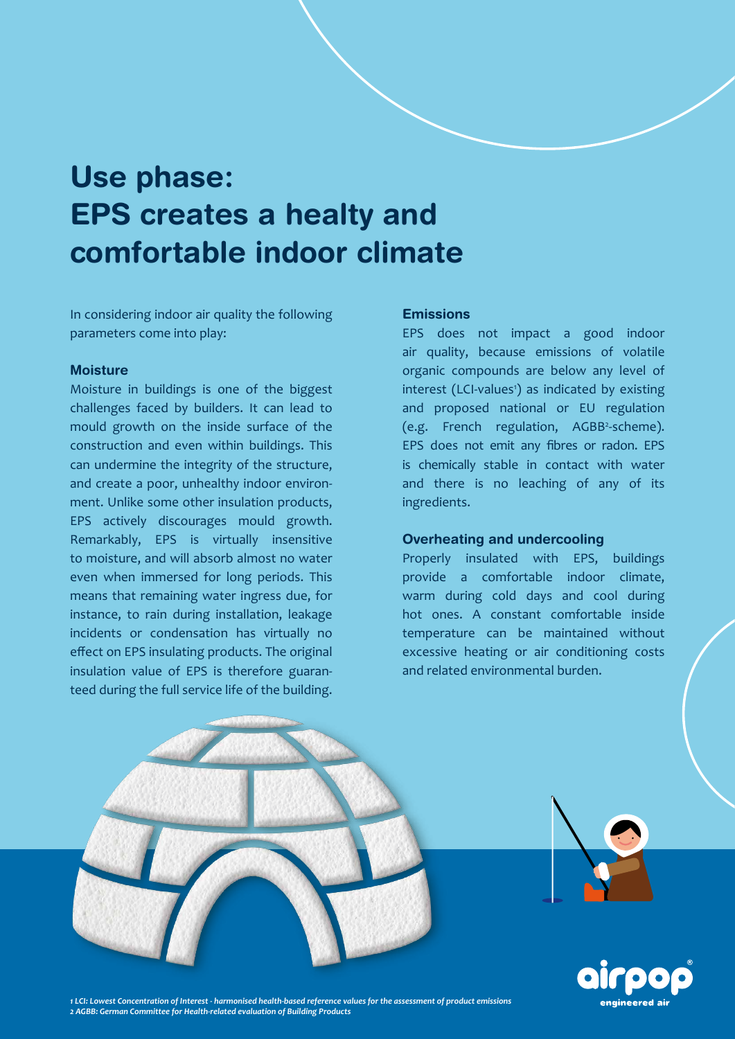# Use phase: EPS creates a healty and comfortable indoor climate

In considering indoor air quality the following parameters come into play:

### Moisture

Moisture in buildings is one of the biggest challenges faced by builders. It can lead to mould growth on the inside surface of the construction and even within buildings. This can undermine the integrity of the structure, and create a poor, unhealthy indoor environment. Unlike some other insulation products, EPS actively discourages mould growth. Remarkably, EPS is virtually insensitive to moisture, and will absorb almost no water even when immersed for long periods. This means that remaining water ingress due, for instance, to rain during installation, leakage incidents or condensation has virtually no effect on EPS insulating products. The original insulation value of EPS is therefore guaranteed during the full service life of the building.

### Emissions

EPS does not impact a good indoor air quality, because emissions of volatile organic compounds are below any level of interest (LCI-values[1]) as indicated by existing and proposed national or EU regulation (e.g. French regulation, AGBB[2]-scheme). EPS does not emit any fibres or radon. EPS is chemically stable in contact with water and there is no leaching of any of its ingredients.

### Overheating and undercooling

Properly insulated with EPS, buildings provide a comfortable indoor climate, warm during cold days and cool during hot ones. A constant comfortable inside temperature can be maintained without excessive heating or air conditioning costs and related environmental burden.

airpop® engineered air

*1 LCI: Lowest Concentration of Interest - harmonised health-based reference values for the assessment of product emissions*
*2 AGBB: German Committee for Health-related evaluation of Building Products*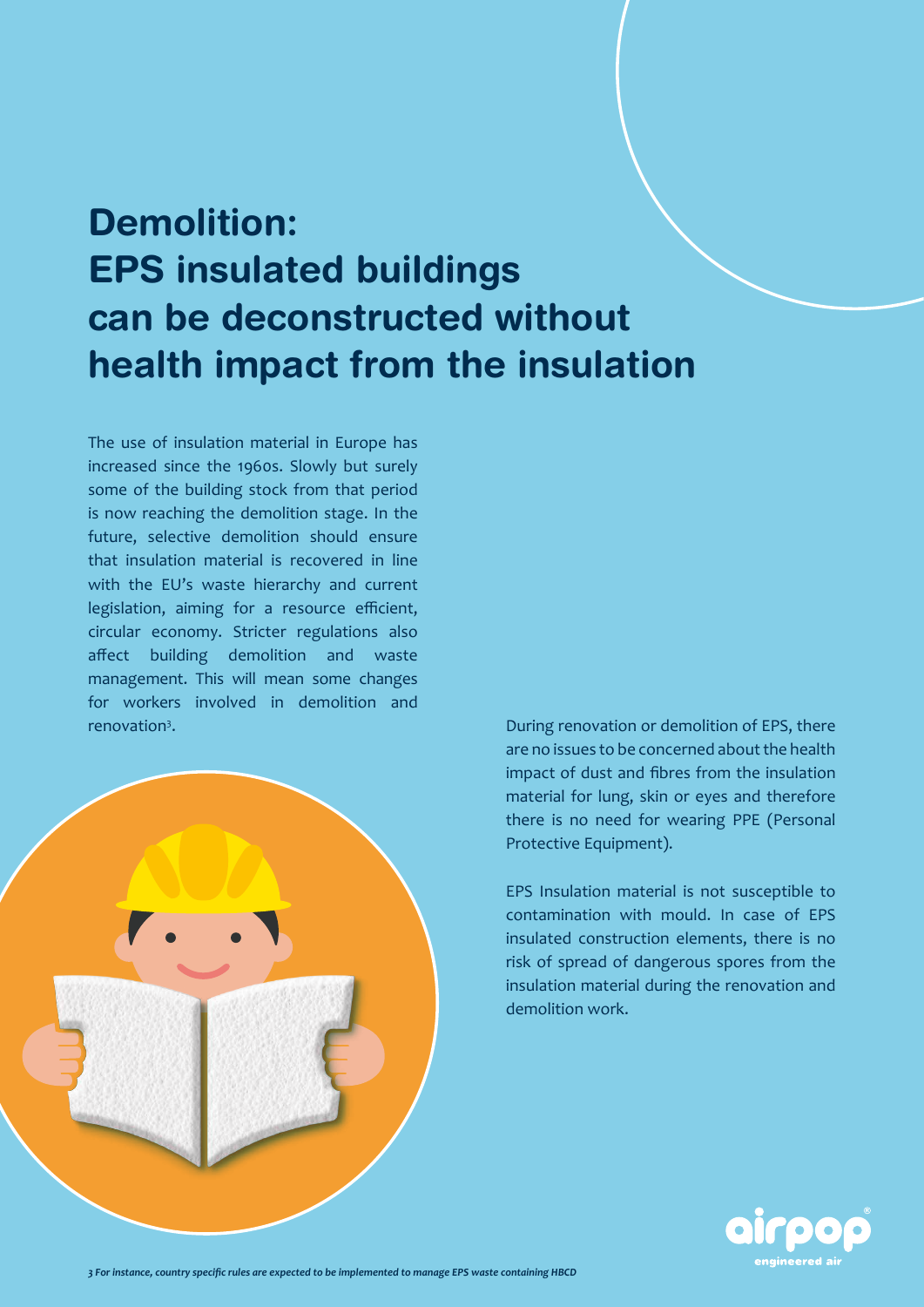# Demolition: EPS insulated buildings can be deconstructed without health impact from the insulation

The use of insulation material in Europe has increased since the 1960s. Slowly but surely some of the building stock from that period is now reaching the demolition stage. In the future, selective demolition should ensure that insulation material is recovered in line with the EU's waste hierarchy and current legislation, aiming for a resource efficient, circular economy. Stricter regulations also affect building demolition and waste management. This will mean some changes for workers involved in demolition and renovation[3].

During renovation or demolition of EPS, there are no issues to be concerned about the health impact of dust and fibres from the insulation material for lung, skin or eyes and therefore there is no need for wearing PPE (Personal Protective Equipment).

EPS Insulation material is not susceptible to contamination with mould. In case of EPS insulated construction elements, there is no risk of spread of dangerous spores from the insulation material during the renovation and demolition work.

*3 For instance, country specific rules are expected to be implemented to manage EPS waste containing HBCD*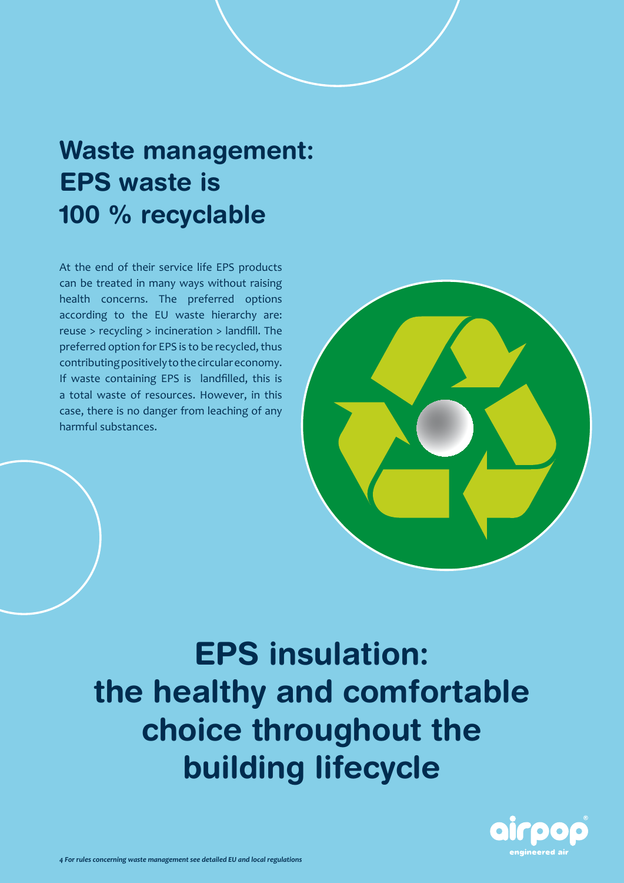## Waste management: EPS waste is 100 % recyclable

At the end of their service life EPS products can be treated in many ways without raising health concerns. The preferred options according to the EU waste hierarchy are: reuse > recycling > incineration > landfill. The preferred option for EPS is to be recycled, thus contributing positively to the circular economy. If waste containing EPS is landfilled, this is a total waste of resources. However, in this case, there is no danger from leaching of any harmful substances.

# EPS insulation: the healthy and comfortable choice throughout the building lifecycle

*4 For rules concerning waste management see detailed EU and local regulations*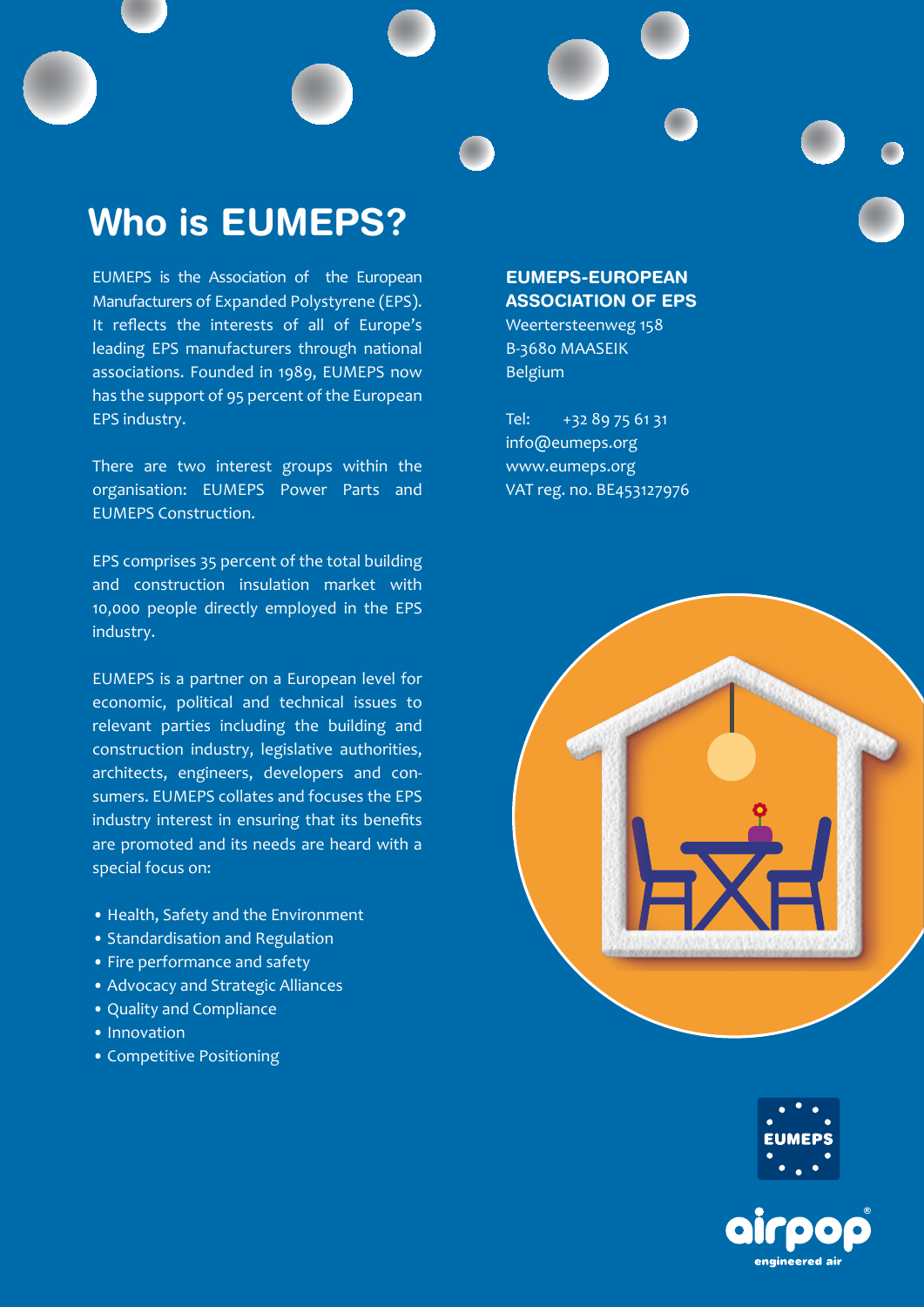# Who is EUMEPS?

EUMEPS is the Association of the European Manufacturers of Expanded Polystyrene (EPS). It reflects the interests of all of Europe's leading EPS manufacturers through national associations. Founded in 1989, EUMEPS now has the support of 95 percent of the European EPS industry.

There are two interest groups within the organisation: EUMEPS Power Parts and EUMEPS Construction.

EPS comprises 35 percent of the total building and construction insulation market with 10,000 people directly employed in the EPS industry.

EUMEPS is a partner on a European level for economic, political and technical issues to relevant parties including the building and construction industry, legislative authorities, architects, engineers, developers and consumers. EUMEPS collates and focuses the EPS industry interest in ensuring that its benefits are promoted and its needs are heard with a special focus on:

- Health, Safety and the Environment
- Standardisation and Regulation
- Fire performance and safety
- Advocacy and Strategic Alliances
- Quality and Compliance
- Innovation
- Competitive Positioning

**EUMEPS-EUROPEAN ASSOCIATION OF EPS**
Weertersteenweg 158
B-3680 MAASEIK
Belgium

Tel: +32 89 75 61 31
info@eumeps.org
www.eumeps.org
VAT reg. no. BE453127976

EUMEPS

airpop®
engineered air